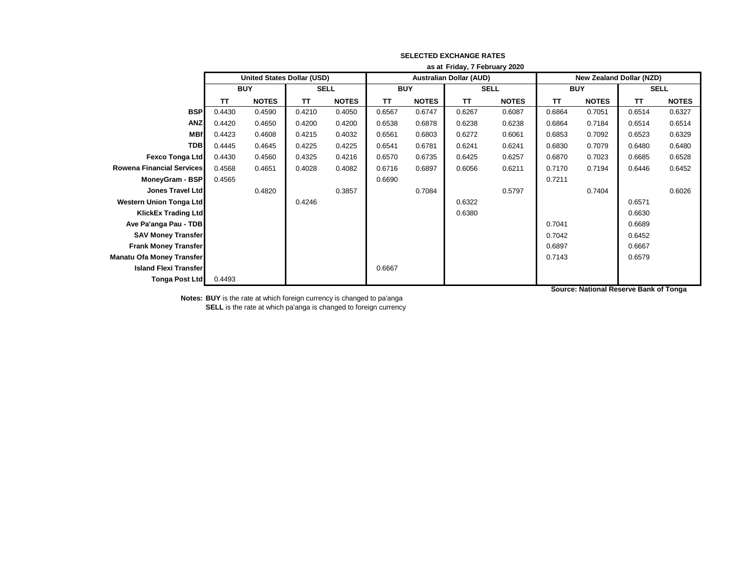# SELECTED EXCHANGE RATES

**as at Friday, 7 February 2020**

| | United States Dollar (USD) | | | | Australian Dollar (AUD) | | | | New Zealand Dollar (NZD) | | | |
|---|---|---|---|---|---|---|---|---|---|---|---|---|
| | BUY | | SELL | | BUY | | SELL | | BUY | | SELL | |
| | TT | NOTES | TT | NOTES | TT | NOTES | TT | NOTES | TT | NOTES | TT | NOTES |
| **BSP** | 0.4430 | 0.4590 | 0.4210 | 0.4050 | 0.6567 | 0.6747 | 0.6267 | 0.6087 | 0.6864 | 0.7051 | 0.6514 | 0.6327 |
| **ANZ** | 0.4420 | 0.4650 | 0.4200 | 0.4200 | 0.6538 | 0.6878 | 0.6238 | 0.6238 | 0.6864 | 0.7184 | 0.6514 | 0.6514 |
| **MBf** | 0.4423 | 0.4608 | 0.4215 | 0.4032 | 0.6561 | 0.6803 | 0.6272 | 0.6061 | 0.6853 | 0.7092 | 0.6523 | 0.6329 |
| **TDB** | 0.4445 | 0.4645 | 0.4225 | 0.4225 | 0.6541 | 0.6781 | 0.6241 | 0.6241 | 0.6830 | 0.7079 | 0.6480 | 0.6480 |
| **Fexco Tonga Ltd** | 0.4430 | 0.4560 | 0.4325 | 0.4216 | 0.6570 | 0.6735 | 0.6425 | 0.6257 | 0.6870 | 0.7023 | 0.6685 | 0.6528 |
| **Rowena Financial Services** | 0.4568 | 0.4651 | 0.4028 | 0.4082 | 0.6716 | 0.6897 | 0.6056 | 0.6211 | 0.7170 | 0.7194 | 0.6446 | 0.6452 |
| **MoneyGram - BSP** | 0.4565 | | | | 0.6690 | | | | 0.7211 | | | |
| **Jones Travel Ltd** | | 0.4820 | | 0.3857 | | 0.7084 | | 0.5797 | | 0.7404 | | 0.6026 |
| **Western Union Tonga Ltd** | | | 0.4246 | | | | 0.6322 | | | | 0.6571 | |
| **KlickEx Trading Ltd** | | | | | | | 0.6380 | | | | 0.6630 | |
| **Ave Pa'anga Pau - TDB** | | | | | | | | | 0.7041 | | 0.6689 | |
| **SAV Money Transfer** | | | | | | | | | 0.7042 | | 0.6452 | |
| **Frank Money Transfer** | | | | | | | | | 0.6897 | | 0.6667 | |
| **Manatu Ofa Money Transfer** | | | | | | | | | 0.7143 | | 0.6579 | |
| **Island Flexi Transfer** | | | | | 0.6667 | | | | | | | |
| **Tonga Post Ltd** | 0.4493 | | | | | | | | | | | |

**Source: National Reserve Bank of Tonga**

**Notes:** **BUY** is the rate at which foreign currency is changed to pa'anga
**SELL** is the rate at which pa'anga is changed to foreign currency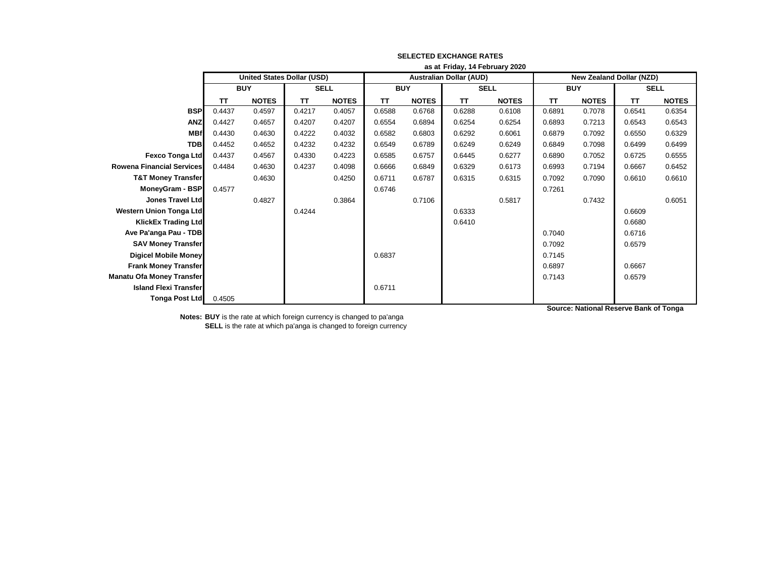**SELECTED EXCHANGE RATES**

**as at Friday, 14 February 2020**

| | United States Dollar (USD) | | | | Australian Dollar (AUD) | | | | New Zealand Dollar (NZD) | | | |
|---|---|---|---|---|---|---|---|---|---|---|---|---|
| | BUY | | SELL | | BUY | | SELL | | BUY | | SELL | |
| | TT | NOTES | TT | NOTES | TT | NOTES | TT | NOTES | TT | NOTES | TT | NOTES |
| **BSP** | 0.4437 | 0.4597 | 0.4217 | 0.4057 | 0.6588 | 0.6768 | 0.6288 | 0.6108 | 0.6891 | 0.7078 | 0.6541 | 0.6354 |
| **ANZ** | 0.4427 | 0.4657 | 0.4207 | 0.4207 | 0.6554 | 0.6894 | 0.6254 | 0.6254 | 0.6893 | 0.7213 | 0.6543 | 0.6543 |
| **MBf** | 0.4430 | 0.4630 | 0.4222 | 0.4032 | 0.6582 | 0.6803 | 0.6292 | 0.6061 | 0.6879 | 0.7092 | 0.6550 | 0.6329 |
| **TDB** | 0.4452 | 0.4652 | 0.4232 | 0.4232 | 0.6549 | 0.6789 | 0.6249 | 0.6249 | 0.6849 | 0.7098 | 0.6499 | 0.6499 |
| **Fexco Tonga Ltd** | 0.4437 | 0.4567 | 0.4330 | 0.4223 | 0.6585 | 0.6757 | 0.6445 | 0.6277 | 0.6890 | 0.7052 | 0.6725 | 0.6555 |
| **Rowena Financial Services** | 0.4484 | 0.4630 | 0.4237 | 0.4098 | 0.6666 | 0.6849 | 0.6329 | 0.6173 | 0.6993 | 0.7194 | 0.6667 | 0.6452 |
| **T&T Money Transfer** | | 0.4630 | | 0.4250 | 0.6711 | 0.6787 | 0.6315 | 0.6315 | 0.7092 | 0.7090 | 0.6610 | 0.6610 |
| **MoneyGram - BSP** | 0.4577 | | | | 0.6746 | | | | 0.7261 | | | |
| **Jones Travel Ltd** | | 0.4827 | | 0.3864 | | 0.7106 | | 0.5817 | | 0.7432 | | 0.6051 |
| **Western Union Tonga Ltd** | | | 0.4244 | | | | 0.6333 | | | | 0.6609 | |
| **KlickEx Trading Ltd** | | | | | | | 0.6410 | | | | 0.6680 | |
| **Ave Pa'anga Pau - TDB** | | | | | | | | | 0.7040 | | 0.6716 | |
| **SAV Money Transfer** | | | | | | | | | 0.7092 | | 0.6579 | |
| **Digicel Mobile Money** | | | | | 0.6837 | | | | 0.7145 | | | |
| **Frank Money Transfer** | | | | | | | | | 0.6897 | | 0.6667 | |
| **Manatu Ofa Money Transfer** | | | | | | | | | 0.7143 | | 0.6579 | |
| **Island Flexi Transfer** | | | | | 0.6711 | | | | | | | |
| **Tonga Post Ltd** | 0.4505 | | | | | | | | | | | |

**Source: National Reserve Bank of Tonga**

**Notes: BUY** is the rate at which foreign currency is changed to pa'anga
**SELL** is the rate at which pa'anga is changed to foreign currency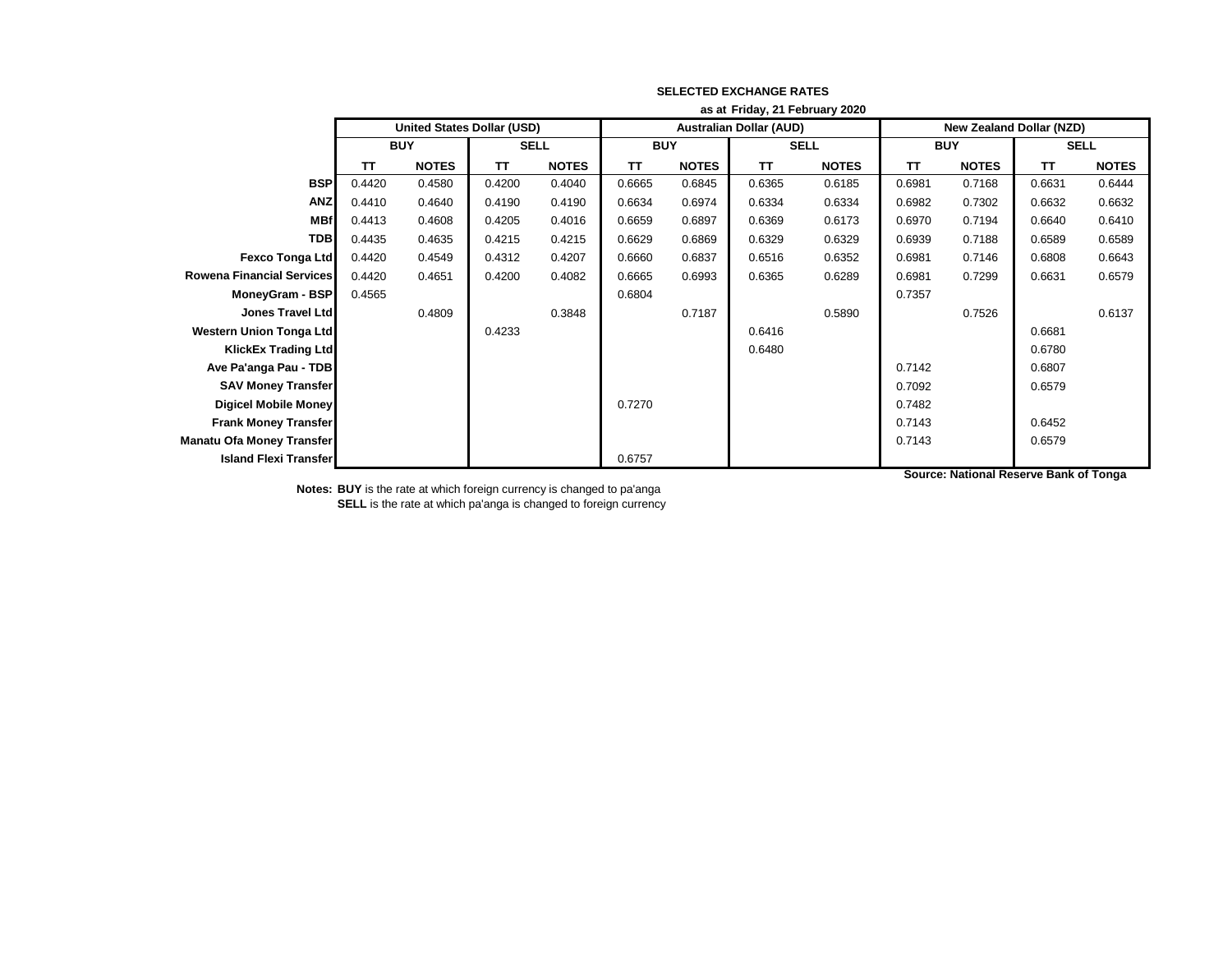**SELECTED EXCHANGE RATES**

**as at Friday, 21 February 2020**

| | United States Dollar (USD) | | | | Australian Dollar (AUD) | | | | New Zealand Dollar (NZD) | | | |
|---|---|---|---|---|---|---|---|---|---|---|---|---|
| | BUY | | SELL | | BUY | | SELL | | BUY | | SELL | |
| | TT | NOTES | TT | NOTES | TT | NOTES | TT | NOTES | TT | NOTES | TT | NOTES |
| **BSP** | 0.4420 | 0.4580 | 0.4200 | 0.4040 | 0.6665 | 0.6845 | 0.6365 | 0.6185 | 0.6981 | 0.7168 | 0.6631 | 0.6444 |
| **ANZ** | 0.4410 | 0.4640 | 0.4190 | 0.4190 | 0.6634 | 0.6974 | 0.6334 | 0.6334 | 0.6982 | 0.7302 | 0.6632 | 0.6632 |
| **MBf** | 0.4413 | 0.4608 | 0.4205 | 0.4016 | 0.6659 | 0.6897 | 0.6369 | 0.6173 | 0.6970 | 0.7194 | 0.6640 | 0.6410 |
| **TDB** | 0.4435 | 0.4635 | 0.4215 | 0.4215 | 0.6629 | 0.6869 | 0.6329 | 0.6329 | 0.6939 | 0.7188 | 0.6589 | 0.6589 |
| **Fexco Tonga Ltd** | 0.4420 | 0.4549 | 0.4312 | 0.4207 | 0.6660 | 0.6837 | 0.6516 | 0.6352 | 0.6981 | 0.7146 | 0.6808 | 0.6643 |
| **Rowena Financial Services** | 0.4420 | 0.4651 | 0.4200 | 0.4082 | 0.6665 | 0.6993 | 0.6365 | 0.6289 | 0.6981 | 0.7299 | 0.6631 | 0.6579 |
| **MoneyGram - BSP** | 0.4565 | | | | 0.6804 | | | | 0.7357 | | | |
| **Jones Travel Ltd** | | 0.4809 | | 0.3848 | | 0.7187 | | 0.5890 | | 0.7526 | | 0.6137 |
| **Western Union Tonga Ltd** | | | 0.4233 | | | | 0.6416 | | | | 0.6681 | |
| **KlickEx Trading Ltd** | | | | | | | 0.6480 | | | | 0.6780 | |
| **Ave Pa'anga Pau - TDB** | | | | | | | | | 0.7142 | | 0.6807 | |
| **SAV Money Transfer** | | | | | | | | | 0.7092 | | 0.6579 | |
| **Digicel Mobile Money** | | | | | 0.7270 | | | | 0.7482 | | | |
| **Frank Money Transfer** | | | | | | | | | 0.7143 | | 0.6452 | |
| **Manatu Ofa Money Transfer** | | | | | | | | | 0.7143 | | 0.6579 | |
| **Island Flexi Transfer** | | | | | 0.6757 | | | | | | | |

**Source: National Reserve Bank of Tonga**

**Notes:** **BUY** is the rate at which foreign currency is changed to pa'anga
**SELL** is the rate at which pa'anga is changed to foreign currency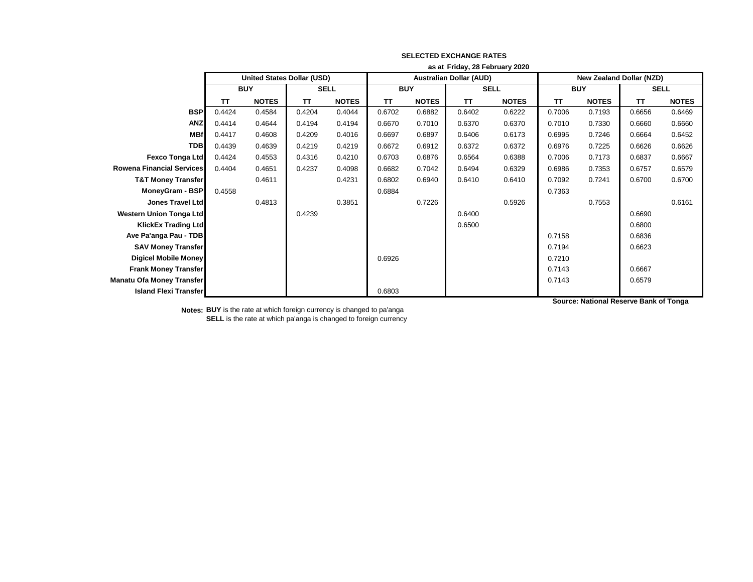**SELECTED EXCHANGE RATES**

**as at Friday, 28 February 2020**

| | United States Dollar (USD) | | | | Australian Dollar (AUD) | | | | New Zealand Dollar (NZD) | | | |
|---|---|---|---|---|---|---|---|---|---|---|---|---|
| | BUY | | SELL | | BUY | | SELL | | BUY | | SELL | |
| | TT | NOTES | TT | NOTES | TT | NOTES | TT | NOTES | TT | NOTES | TT | NOTES |
| **BSP** | 0.4424 | 0.4584 | 0.4204 | 0.4044 | 0.6702 | 0.6882 | 0.6402 | 0.6222 | 0.7006 | 0.7193 | 0.6656 | 0.6469 |
| **ANZ** | 0.4414 | 0.4644 | 0.4194 | 0.4194 | 0.6670 | 0.7010 | 0.6370 | 0.6370 | 0.7010 | 0.7330 | 0.6660 | 0.6660 |
| **MBf** | 0.4417 | 0.4608 | 0.4209 | 0.4016 | 0.6697 | 0.6897 | 0.6406 | 0.6173 | 0.6995 | 0.7246 | 0.6664 | 0.6452 |
| **TDB** | 0.4439 | 0.4639 | 0.4219 | 0.4219 | 0.6672 | 0.6912 | 0.6372 | 0.6372 | 0.6976 | 0.7225 | 0.6626 | 0.6626 |
| **Fexco Tonga Ltd** | 0.4424 | 0.4553 | 0.4316 | 0.4210 | 0.6703 | 0.6876 | 0.6564 | 0.6388 | 0.7006 | 0.7173 | 0.6837 | 0.6667 |
| **Rowena Financial Services** | 0.4404 | 0.4651 | 0.4237 | 0.4098 | 0.6682 | 0.7042 | 0.6494 | 0.6329 | 0.6986 | 0.7353 | 0.6757 | 0.6579 |
| **T&T Money Transfer** | | 0.4611 | | 0.4231 | 0.6802 | 0.6940 | 0.6410 | 0.6410 | 0.7092 | 0.7241 | 0.6700 | 0.6700 |
| **MoneyGram - BSP** | 0.4558 | | | | 0.6884 | | | | 0.7363 | | | |
| **Jones Travel Ltd** | | 0.4813 | | 0.3851 | | 0.7226 | | 0.5926 | | 0.7553 | | 0.6161 |
| **Western Union Tonga Ltd** | | | 0.4239 | | | | 0.6400 | | | | 0.6690 | |
| **KlickEx Trading Ltd** | | | | | | | 0.6500 | | | | 0.6800 | |
| **Ave Pa'anga Pau - TDB** | | | | | | | | | 0.7158 | | 0.6836 | |
| **SAV Money Transfer** | | | | | | | | | 0.7194 | | 0.6623 | |
| **Digicel Mobile Money** | | | | | 0.6926 | | | | 0.7210 | | | |
| **Frank Money Transfer** | | | | | | | | | 0.7143 | | 0.6667 | |
| **Manatu Ofa Money Transfer** | | | | | | | | | 0.7143 | | 0.6579 | |
| **Island Flexi Transfer** | | | | | 0.6803 | | | | | | | |

**Source: National Reserve Bank of Tonga**

**Notes:** **BUY** is the rate at which foreign currency is changed to pa'anga
**SELL** is the rate at which pa'anga is changed to foreign currency